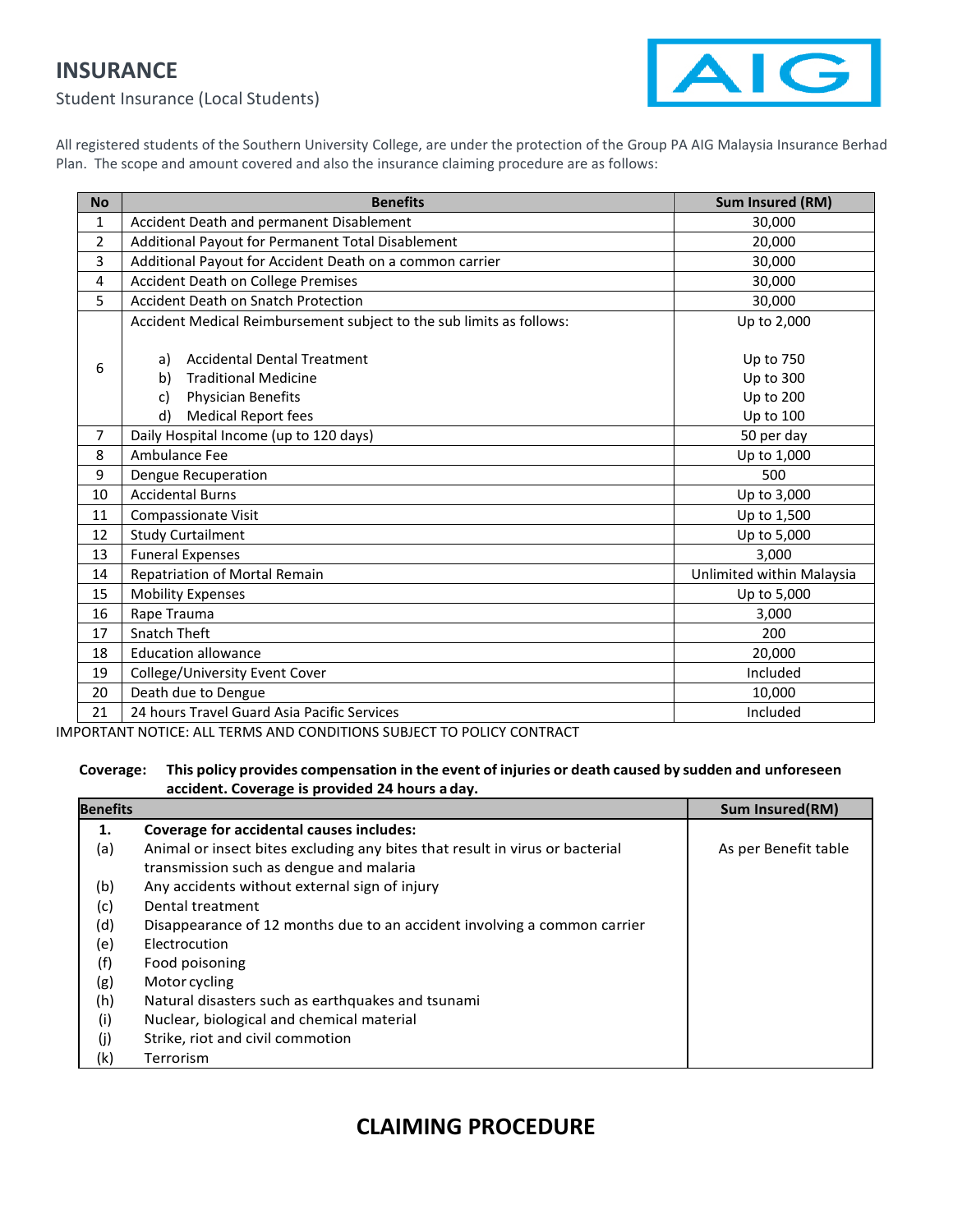# INSURANCE

Student Insurance (Local Students)

All registered students of the Southern University College, are under the protection of the Group PA AIG Malaysia Insurance Berhad Plan. The scope and amount covered and also the insurance claiming procedure are as follows:

| No | Benefits | Sum Insured (RM) |
|---|---|---|
| 1 | Accident Death and permanent Disablement | 30,000 |
| 2 | Additional Payout for Permanent Total Disablement | 20,000 |
| 3 | Additional Payout for Accident Death on a common carrier | 30,000 |
| 4 | Accident Death on College Premises | 30,000 |
| 5 | Accident Death on Snatch Protection | 30,000 |
| 6 | Accident Medical Reimbursement subject to the sub limits as follows: | Up to 2,000 |
| | a) Accidental Dental Treatment | Up to 750 |
| | b) Traditional Medicine | Up to 300 |
| | c) Physician Benefits | Up to 200 |
| | d) Medical Report fees | Up to 100 |
| 7 | Daily Hospital Income (up to 120 days) | 50 per day |
| 8 | Ambulance Fee | Up to 1,000 |
| 9 | Dengue Recuperation | 500 |
| 10 | Accidental Burns | Up to 3,000 |
| 11 | Compassionate Visit | Up to 1,500 |
| 12 | Study Curtailment | Up to 5,000 |
| 13 | Funeral Expenses | 3,000 |
| 14 | Repatriation of Mortal Remain | Unlimited within Malaysia |
| 15 | Mobility Expenses | Up to 5,000 |
| 16 | Rape Trauma | 3,000 |
| 17 | Snatch Theft | 200 |
| 18 | Education allowance | 20,000 |
| 19 | College/University Event Cover | Included |
| 20 | Death due to Dengue | 10,000 |
| 21 | 24 hours Travel Guard Asia Pacific Services | Included |

IMPORTANT NOTICE: ALL TERMS AND CONDITIONS SUBJECT TO POLICY CONTRACT

**Coverage: This policy provides compensation in the event of injuries or death caused by sudden and unforeseen accident. Coverage is provided 24 hours a day.**

| Benefits | | Sum Insured(RM) |
|---|---|---|
| **1.** | **Coverage for accidental causes includes:** | |
| (a) | Animal or insect bites excluding any bites that result in virus or bacterial transmission such as dengue and malaria | As per Benefit table |
| (b) | Any accidents without external sign of injury | |
| (c) | Dental treatment | |
| (d) | Disappearance of 12 months due to an accident involving a common carrier | |
| (e) | Electrocution | |
| (f) | Food poisoning | |
| (g) | Motor cycling | |
| (h) | Natural disasters such as earthquakes and tsunami | |
| (i) | Nuclear, biological and chemical material | |
| (j) | Strike, riot and civil commotion | |
| (k) | Terrorism | |

## CLAIMING PROCEDURE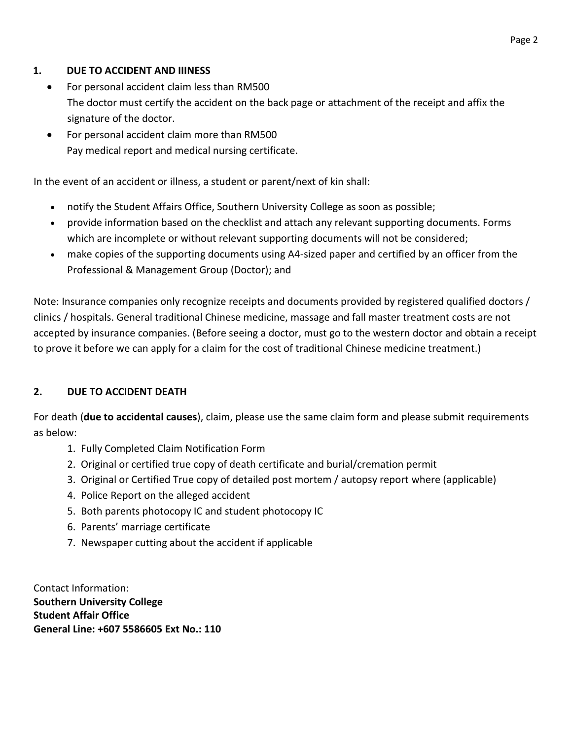## 1. DUE TO ACCIDENT AND IIINESS

- For personal accident claim less than RM500
  The doctor must certify the accident on the back page or attachment of the receipt and affix the signature of the doctor.
- For personal accident claim more than RM500
  Pay medical report and medical nursing certificate.

In the event of an accident or illness, a student or parent/next of kin shall:

- notify the Student Affairs Office, Southern University College as soon as possible;
- provide information based on the checklist and attach any relevant supporting documents. Forms which are incomplete or without relevant supporting documents will not be considered;
- make copies of the supporting documents using A4-sized paper and certified by an officer from the Professional & Management Group (Doctor); and

Note: Insurance companies only recognize receipts and documents provided by registered qualified doctors / clinics / hospitals. General traditional Chinese medicine, massage and fall master treatment costs are not accepted by insurance companies. (Before seeing a doctor, must go to the western doctor and obtain a receipt to prove it before we can apply for a claim for the cost of traditional Chinese medicine treatment.)

## 2. DUE TO ACCIDENT DEATH

For death (**due to accidental causes**), claim, please use the same claim form and please submit requirements as below:

1. Fully Completed Claim Notification Form
2. Original or certified true copy of death certificate and burial/cremation permit
3. Original or Certified True copy of detailed post mortem / autopsy report where (applicable)
4. Police Report on the alleged accident
5. Both parents photocopy IC and student photocopy IC
6. Parents' marriage certificate
7. Newspaper cutting about the accident if applicable

Contact Information:
**Southern University College**
**Student Affair Office**
**General Line: +607 5586605 Ext No.: 110**